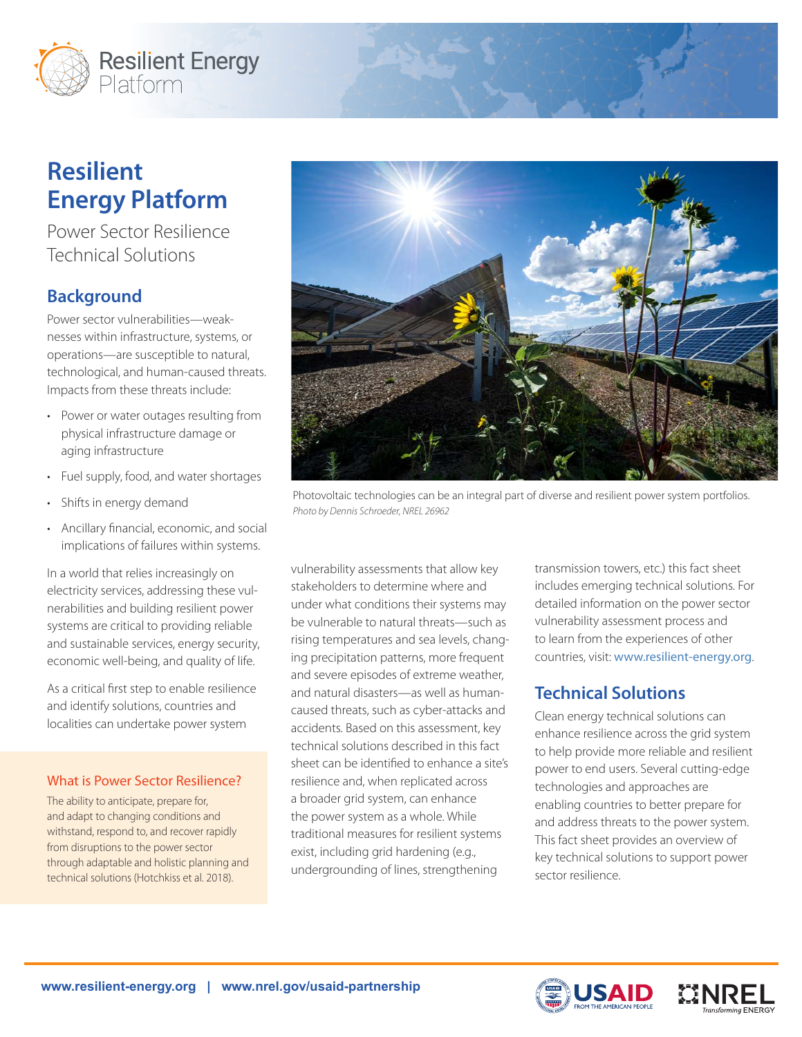# Resilient Energy Platform

Power Sector Resilience Technical Solutions

## Background

Power sector vulnerabilities—weaknesses within infrastructure, systems, or operations—are susceptible to natural, technological, and human-caused threats. Impacts from these threats include:

- Power or water outages resulting from physical infrastructure damage or aging infrastructure
- Fuel supply, food, and water shortages
- Shifts in energy demand
- Ancillary financial, economic, and social implications of failures within systems.

In a world that relies increasingly on electricity services, addressing these vulnerabilities and building resilient power systems are critical to providing reliable and sustainable services, energy security, economic well-being, and quality of life.

As a critical first step to enable resilience and identify solutions, countries and localities can undertake power system vulnerability assessments that allow key stakeholders to determine where and under what conditions their systems may be vulnerable to natural threats—such as rising temperatures and sea levels, changing precipitation patterns, more frequent and severe episodes of extreme weather, and natural disasters—as well as human-caused threats, such as cyber-attacks and accidents. Based on this assessment, key technical solutions described in this fact sheet can be identified to enhance a site's resilience and, when replicated across a broader grid system, can enhance the power system as a whole. While traditional measures for resilient systems exist, including grid hardening (e.g., undergrounding of lines, strengthening transmission towers, etc.) this fact sheet includes emerging technical solutions. For detailed information on the power sector vulnerability assessment process and to learn from the experiences of other countries, visit: www.resilient-energy.org.

### What is Power Sector Resilience?

The ability to anticipate, prepare for, and adapt to changing conditions and withstand, respond to, and recover rapidly from disruptions to the power sector through adaptable and holistic planning and technical solutions (Hotchkiss et al. 2018).

Photovoltaic technologies can be an integral part of diverse and resilient power system portfolios.
*Photo by Dennis Schroeder, NREL 26962*

## Technical Solutions

Clean energy technical solutions can enhance resilience across the grid system to help provide more reliable and resilient power to end users. Several cutting-edge technologies and approaches are enabling countries to better prepare for and address threats to the power system. This fact sheet provides an overview of key technical solutions to support power sector resilience.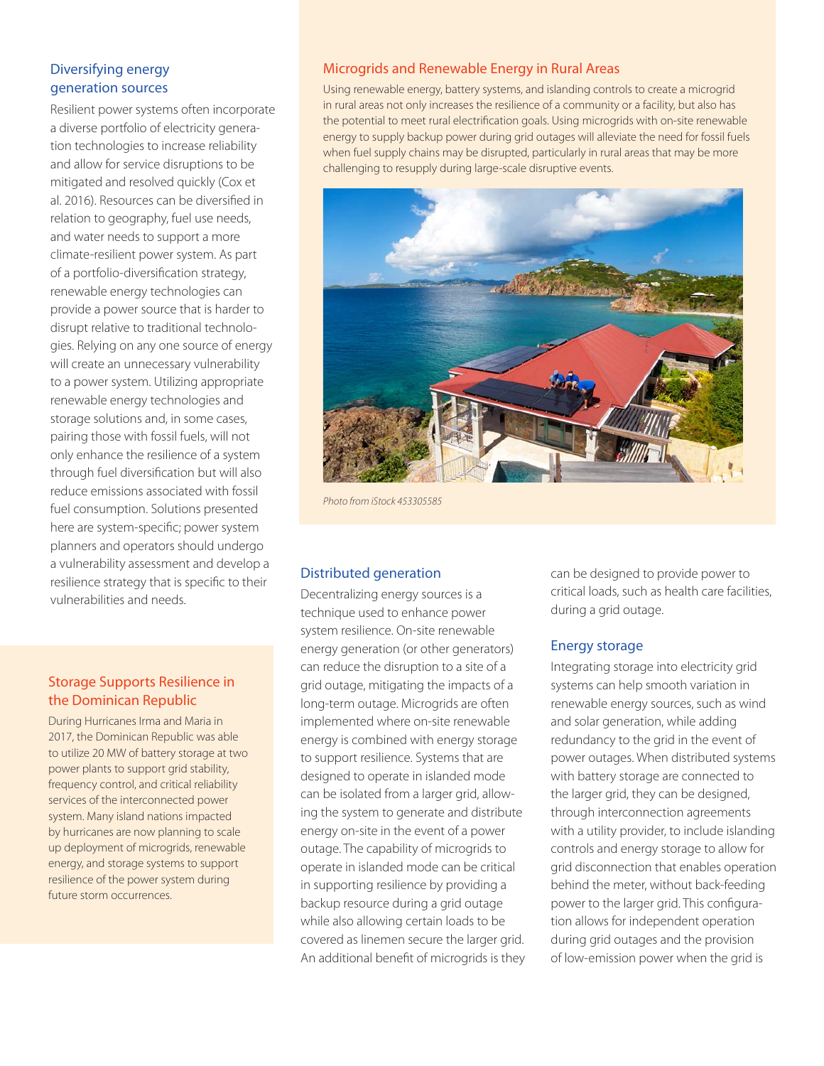## Diversifying energy generation sources

Resilient power systems often incorporate a diverse portfolio of electricity generation technologies to increase reliability and allow for service disruptions to be mitigated and resolved quickly (Cox et al. 2016). Resources can be diversified in relation to geography, fuel use needs, and water needs to support a more climate-resilient power system. As part of a portfolio-diversification strategy, renewable energy technologies can provide a power source that is harder to disrupt relative to traditional technologies. Relying on any one source of energy will create an unnecessary vulnerability to a power system. Utilizing appropriate renewable energy technologies and storage solutions and, in some cases, pairing those with fossil fuels, will not only enhance the resilience of a system through fuel diversification but will also reduce emissions associated with fossil fuel consumption. Solutions presented here are system-specific; power system planners and operators should undergo a vulnerability assessment and develop a resilience strategy that is specific to their vulnerabilities and needs.

### Storage Supports Resilience in the Dominican Republic

During Hurricanes Irma and Maria in 2017, the Dominican Republic was able to utilize 20 MW of battery storage at two power plants to support grid stability, frequency control, and critical reliability services of the interconnected power system. Many island nations impacted by hurricanes are now planning to scale up deployment of microgrids, renewable energy, and storage systems to support resilience of the power system during future storm occurrences.

### Microgrids and Renewable Energy in Rural Areas

Using renewable energy, battery systems, and islanding controls to create a microgrid in rural areas not only increases the resilience of a community or a facility, but also has the potential to meet rural electrification goals. Using microgrids with on-site renewable energy to supply backup power during grid outages will alleviate the need for fossil fuels when fuel supply chains may be disrupted, particularly in rural areas that may be more challenging to resupply during large-scale disruptive events.

*Photo from iStock 453305585*

## Distributed generation

Decentralizing energy sources is a technique used to enhance power system resilience. On-site renewable energy generation (or other generators) can reduce the disruption to a site of a grid outage, mitigating the impacts of a long-term outage. Microgrids are often implemented where on-site renewable energy is combined with energy storage to support resilience. Systems that are designed to operate in islanded mode can be isolated from a larger grid, allowing the system to generate and distribute energy on-site in the event of a power outage. The capability of microgrids to operate in islanded mode can be critical in supporting resilience by providing a backup resource during a grid outage while also allowing certain loads to be covered as linemen secure the larger grid. An additional benefit of microgrids is they can be designed to provide power to critical loads, such as health care facilities, during a grid outage.

## Energy storage

Integrating storage into electricity grid systems can help smooth variation in renewable energy sources, such as wind and solar generation, while adding redundancy to the grid in the event of power outages. When distributed systems with battery storage are connected to the larger grid, they can be designed, through interconnection agreements with a utility provider, to include islanding controls and energy storage to allow for grid disconnection that enables operation behind the meter, without back-feeding power to the larger grid. This configuration allows for independent operation during grid outages and the provision of low-emission power when the grid is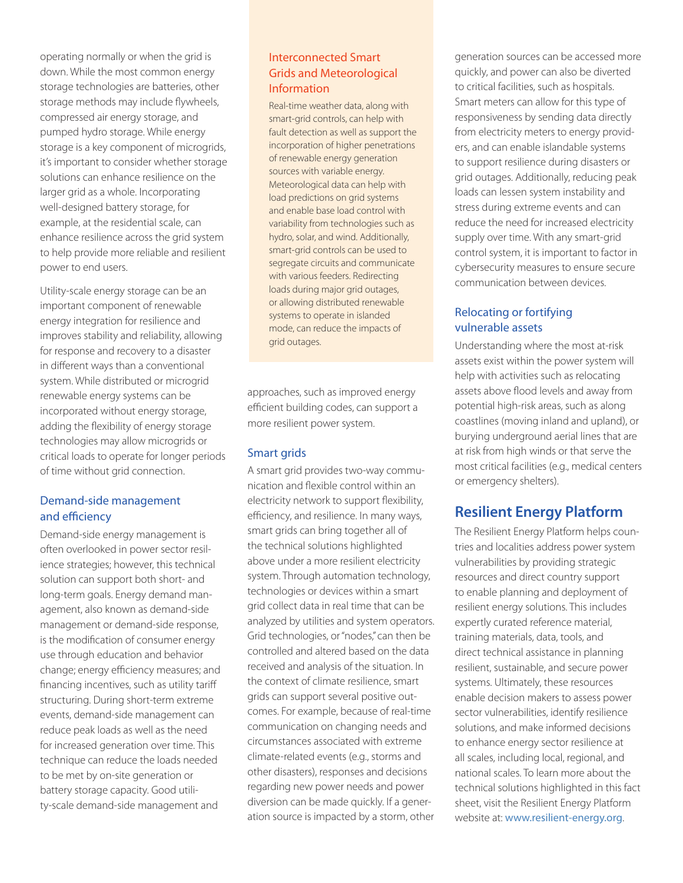operating normally or when the grid is down. While the most common energy storage technologies are batteries, other storage methods may include flywheels, compressed air energy storage, and pumped hydro storage. While energy storage is a key component of microgrids, it's important to consider whether storage solutions can enhance resilience on the larger grid as a whole. Incorporating well-designed battery storage, for example, at the residential scale, can enhance resilience across the grid system to help provide more reliable and resilient power to end users.

Utility-scale energy storage can be an important component of renewable energy integration for resilience and improves stability and reliability, allowing for response and recovery to a disaster in different ways than a conventional system. While distributed or microgrid renewable energy systems can be incorporated without energy storage, adding the flexibility of energy storage technologies may allow microgrids or critical loads to operate for longer periods of time without grid connection.

### Demand-side management and efficiency

Demand-side energy management is often overlooked in power sector resilience strategies; however, this technical solution can support both short- and long-term goals. Energy demand management, also known as demand-side management or demand-side response, is the modification of consumer energy use through education and behavior change; energy efficiency measures; and financing incentives, such as utility tariff structuring. During short-term extreme events, demand-side management can reduce peak loads as well as the need for increased generation over time. This technique can reduce the loads needed to be met by on-site generation or battery storage capacity. Good utility-scale demand-side management and approaches, such as improved energy efficient building codes, can support a more resilient power system.

### Interconnected Smart Grids and Meteorological Information

Real-time weather data, along with smart-grid controls, can help with fault detection as well as support the incorporation of higher penetrations of renewable energy generation sources with variable energy. Meteorological data can help with load predictions on grid systems and enable base load control with variability from technologies such as hydro, solar, and wind. Additionally, smart-grid controls can be used to segregate circuits and communicate with various feeders. Redirecting loads during major grid outages, or allowing distributed renewable systems to operate in islanded mode, can reduce the impacts of grid outages.

### Smart grids

A smart grid provides two-way communication and flexible control within an electricity network to support flexibility, efficiency, and resilience. In many ways, smart grids can bring together all of the technical solutions highlighted above under a more resilient electricity system. Through automation technology, technologies or devices within a smart grid collect data in real time that can be analyzed by utilities and system operators. Grid technologies, or "nodes," can then be controlled and altered based on the data received and analysis of the situation. In the context of climate resilience, smart grids can support several positive outcomes. For example, because of real-time communication on changing needs and circumstances associated with extreme climate-related events (e.g., storms and other disasters), responses and decisions regarding new power needs and power diversion can be made quickly. If a generation source is impacted by a storm, other generation sources can be accessed more quickly, and power can also be diverted to critical facilities, such as hospitals. Smart meters can allow for this type of responsiveness by sending data directly from electricity meters to energy providers, and can enable islandable systems to support resilience during disasters or grid outages. Additionally, reducing peak loads can lessen system instability and stress during extreme events and can reduce the need for increased electricity supply over time. With any smart-grid control system, it is important to factor in cybersecurity measures to ensure secure communication between devices.

### Relocating or fortifying vulnerable assets

Understanding where the most at-risk assets exist within the power system will help with activities such as relocating assets above flood levels and away from potential high-risk areas, such as along coastlines (moving inland and upland), or burying underground aerial lines that are at risk from high winds or that serve the most critical facilities (e.g., medical centers or emergency shelters).

## Resilient Energy Platform

The Resilient Energy Platform helps countries and localities address power system vulnerabilities by providing strategic resources and direct country support to enable planning and deployment of resilient energy solutions. This includes expertly curated reference material, training materials, data, tools, and direct technical assistance in planning resilient, sustainable, and secure power systems. Ultimately, these resources enable decision makers to assess power sector vulnerabilities, identify resilience solutions, and make informed decisions to enhance energy sector resilience at all scales, including local, regional, and national scales. To learn more about the technical solutions highlighted in this fact sheet, visit the Resilient Energy Platform website at: www.resilient-energy.org.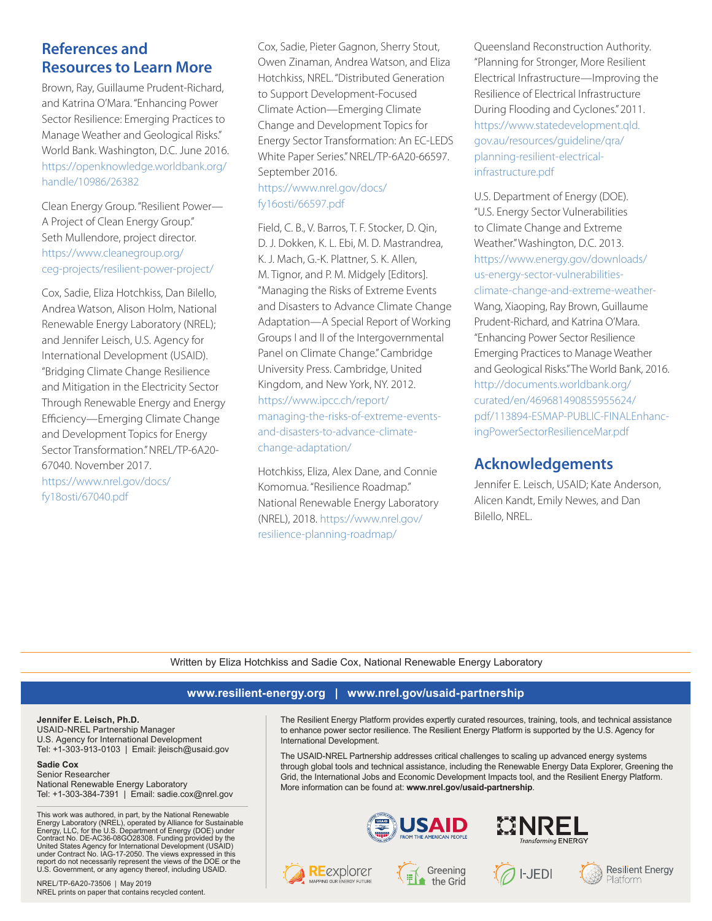## References and Resources to Learn More

Brown, Ray, Guillaume Prudent-Richard, and Katrina O'Mara. "Enhancing Power Sector Resilience: Emerging Practices to Manage Weather and Geological Risks." World Bank. Washington, D.C. June 2016. https://openknowledge.worldbank.org/handle/10986/26382

Clean Energy Group. "Resilient Power—A Project of Clean Energy Group." Seth Mullendore, project director. https://www.cleanegroup.org/ceg-projects/resilient-power-project/

Cox, Sadie, Eliza Hotchkiss, Dan Bilello, Andrea Watson, Alison Holm, National Renewable Energy Laboratory (NREL); and Jennifer Leisch, U.S. Agency for International Development (USAID). "Bridging Climate Change Resilience and Mitigation in the Electricity Sector Through Renewable Energy and Energy Efficiency—Emerging Climate Change and Development Topics for Energy Sector Transformation." NREL/TP-6A20-67040. November 2017. https://www.nrel.gov/docs/fy18osti/67040.pdf

Cox, Sadie, Pieter Gagnon, Sherry Stout, Owen Zinaman, Andrea Watson, and Eliza Hotchkiss, NREL. "Distributed Generation to Support Development-Focused Climate Action—Emerging Climate Change and Development Topics for Energy Sector Transformation: An EC-LEDS White Paper Series." NREL/TP-6A20-66597. September 2016. https://www.nrel.gov/docs/fy16osti/66597.pdf

Field, C. B., V. Barros, T. F. Stocker, D. Qin, D. J. Dokken, K. L. Ebi, M. D. Mastrandrea, K. J. Mach, G.-K. Plattner, S. K. Allen, M. Tignor, and P. M. Midgely [Editors]. "Managing the Risks of Extreme Events and Disasters to Advance Climate Change Adaptation—A Special Report of Working Groups I and II of the Intergovernmental Panel on Climate Change." Cambridge University Press. Cambridge, United Kingdom, and New York, NY. 2012. https://www.ipcc.ch/report/managing-the-risks-of-extreme-events-and-disasters-to-advance-climate-change-adaptation/

Hotchkiss, Eliza, Alex Dane, and Connie Komomua. "Resilience Roadmap." National Renewable Energy Laboratory (NREL), 2018. https://www.nrel.gov/resilience-planning-roadmap/

Queensland Reconstruction Authority. "Planning for Stronger, More Resilient Electrical Infrastructure—Improving the Resilience of Electrical Infrastructure During Flooding and Cyclones." 2011. https://www.statedevelopment.qld.gov.au/resources/guideline/qra/planning-resilient-electrical-infrastructure.pdf

U.S. Department of Energy (DOE). "U.S. Energy Sector Vulnerabilities to Climate Change and Extreme Weather." Washington, D.C. 2013. https://www.energy.gov/downloads/us-energy-sector-vulnerabilities-climate-change-and-extreme-weather-

Wang, Xiaoping, Ray Brown, Guillaume Prudent-Richard, and Katrina O'Mara. "Enhancing Power Sector Resilience Emerging Practices to Manage Weather and Geological Risks." The World Bank, 2016. http://documents.worldbank.org/curated/en/469681490855955624/pdf/113894-ESMAP-PUBLIC-FINALEnhancingPowerSectorResilienceMar.pdf

## Acknowledgements

Jennifer E. Leisch, USAID; Kate Anderson, Alicen Kandt, Emily Newes, and Dan Bilello, NREL.

Written by Eliza Hotchkiss and Sadie Cox, National Renewable Energy Laboratory

**www.resilient-energy.org | www.nrel.gov/usaid-partnership**

**Jennifer E. Leisch, Ph.D.**
USAID-NREL Partnership Manager
U.S. Agency for International Development
Tel: +1-303-913-0103 | Email: jleisch@usaid.gov

**Sadie Cox**
Senior Researcher
National Renewable Energy Laboratory
Tel: +1-303-384-7391 | Email: sadie.cox@nrel.gov

This work was authored, in part, by the National Renewable Energy Laboratory (NREL), operated by Alliance for Sustainable Energy, LLC, for the U.S. Department of Energy (DOE) under Contract No. DE-AC36-08GO28308. Funding provided by the United States Agency for International Development (USAID) under Contract No. IAG-17-2050. The views expressed in this report do not necessarily represent the views of the DOE or the U.S. Government, or any agency thereof, including USAID.

NREL/TP-6A20-73506 | May 2019
NREL prints on paper that contains recycled content.

The Resilient Energy Platform provides expertly curated resources, training, tools, and technical assistance to enhance power sector resilience. The Resilient Energy Platform is supported by the U.S. Agency for International Development.

The USAID-NREL Partnership addresses critical challenges to scaling up advanced energy systems through global tools and technical assistance, including the Renewable Energy Data Explorer, Greening the Grid, the International Jobs and Economic Development Impacts tool, and the Resilient Energy Platform. More information can be found at: **www.nrel.gov/usaid-partnership**.